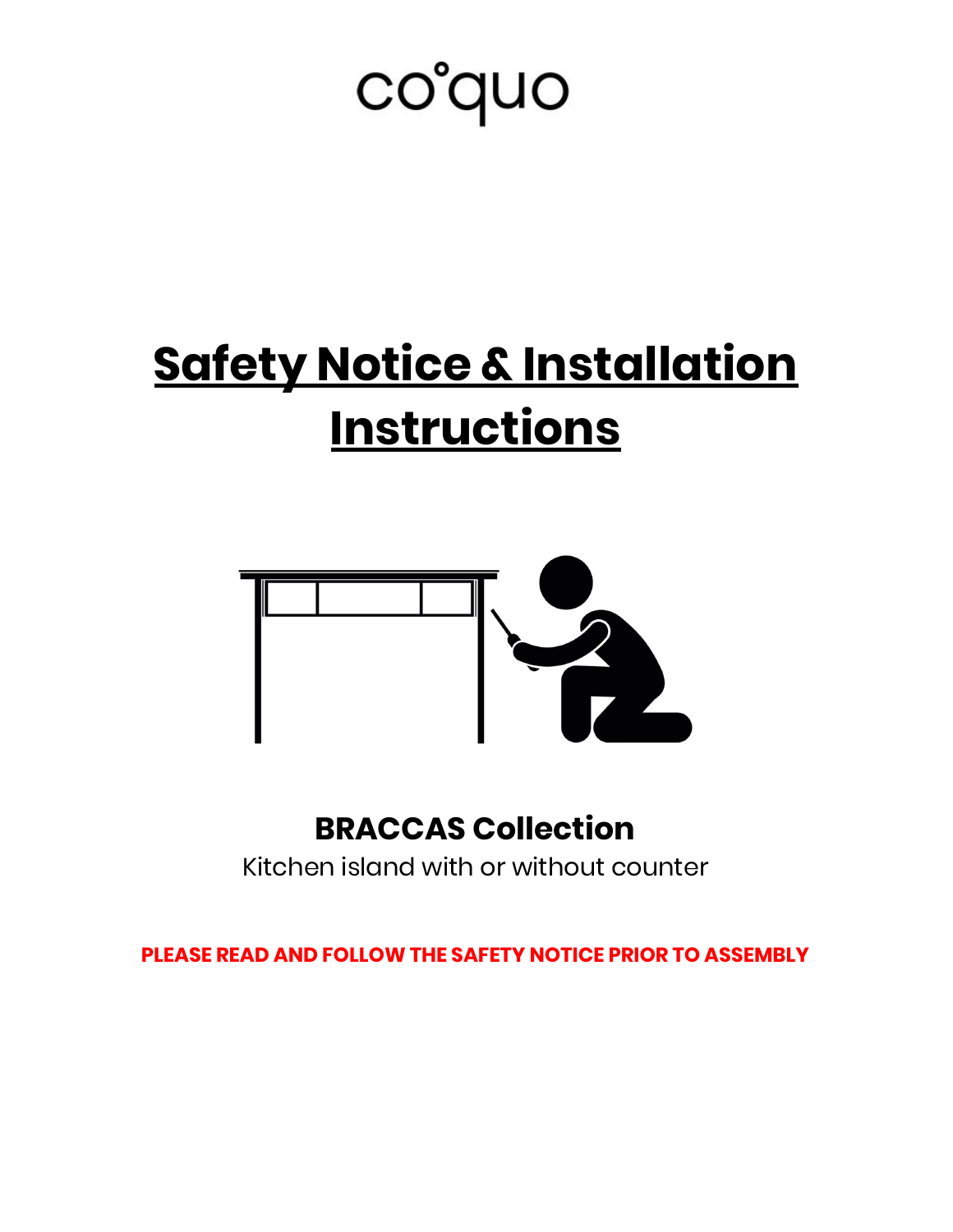co°quo

# Safety Notice & Installation Instructions

## BRACCAS Collection

Kitchen island with or without counter

**PLEASE READ AND FOLLOW THE SAFETY NOTICE PRIOR TO ASSEMBLY**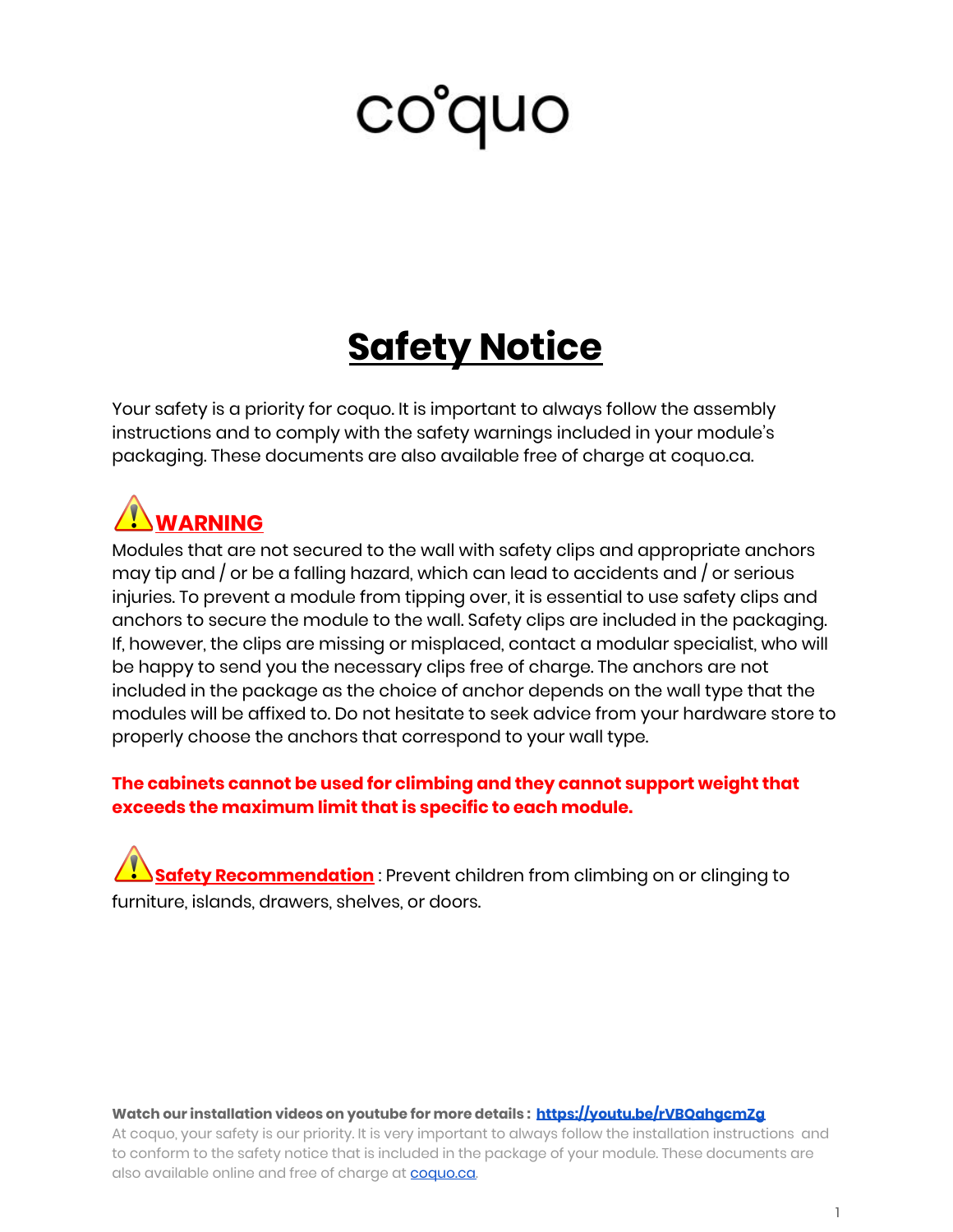# coquo

## Safety Notice

Your safety is a priority for coquo. It is important to always follow the assembly instructions and to comply with the safety warnings included in your module's packaging. These documents are also available free of charge at coquo.ca.

### ⚠ WARNING

Modules that are not secured to the wall with safety clips and appropriate anchors may tip and / or be a falling hazard, which can lead to accidents and / or serious injuries. To prevent a module from tipping over, it is essential to use safety clips and anchors to secure the module to the wall. Safety clips are included in the packaging. If, however, the clips are missing or misplaced, contact a modular specialist, who will be happy to send you the necessary clips free of charge. The anchors are not included in the package as the choice of anchor depends on the wall type that the modules will be affixed to. Do not hesitate to seek advice from your hardware store to properly choose the anchors that correspond to your wall type.

**The cabinets cannot be used for climbing and they cannot support weight that exceeds the maximum limit that is specific to each module.**

⚠ **Safety Recommendation** : Prevent children from climbing on or clinging to furniture, islands, drawers, shelves, or doors.

**Watch our installation videos on youtube for more details : [https://youtu.be/rVBQahgcmZg](https://youtu.be/rVBQahgcmZg)**

At coquo, your safety is our priority. It is very important to always follow the installation instructions and to conform to the safety notice that is included in the package of your module. These documents are also available online and free of charge at [coquo.ca](coquo.ca).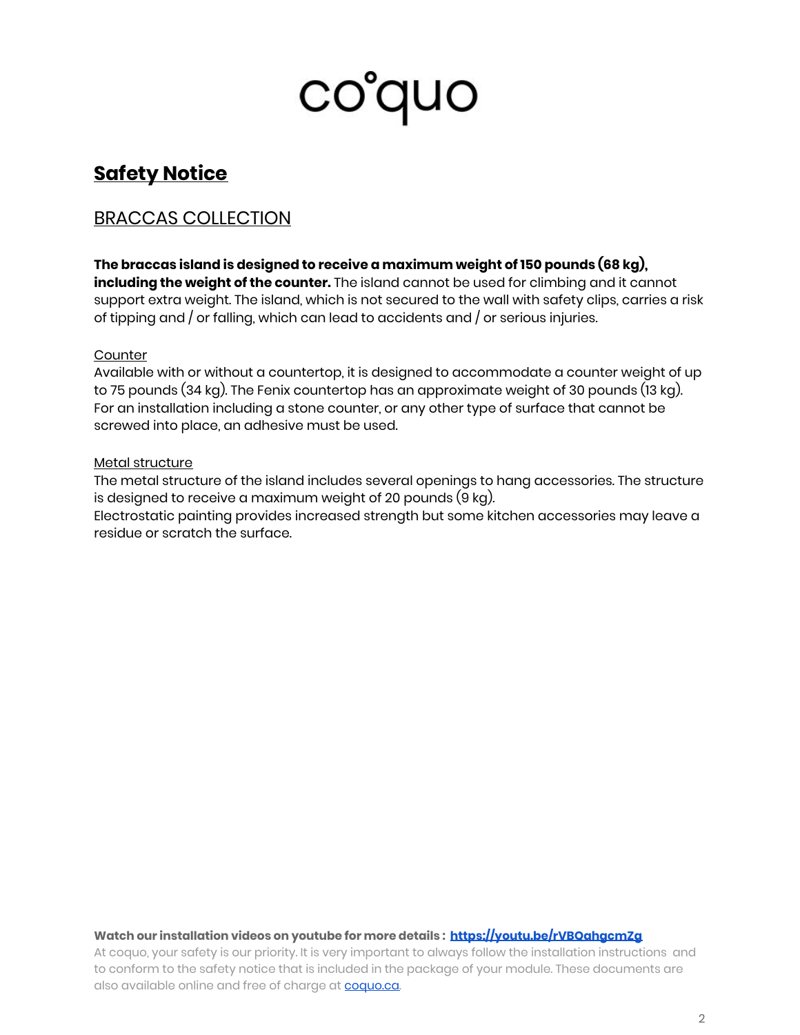# co°quo

## Safety Notice

### BRACCAS COLLECTION

**The braccas island is designed to receive a maximum weight of 150 pounds (68 kg), including the weight of the counter.** The island cannot be used for climbing and it cannot support extra weight. The island, which is not secured to the wall with safety clips, carries a risk of tipping and / or falling, which can lead to accidents and / or serious injuries.

Counter

Available with or without a countertop, it is designed to accommodate a counter weight of up to 75 pounds (34 kg). The Fenix countertop has an approximate weight of 30 pounds (13 kg). For an installation including a stone counter, or any other type of surface that cannot be screwed into place, an adhesive must be used.

Metal structure

The metal structure of the island includes several openings to hang accessories. The structure is designed to receive a maximum weight of 20 pounds (9 kg).
Electrostatic painting provides increased strength but some kitchen accessories may leave a residue or scratch the surface.

**Watch our installation videos on youtube for more details : [https://youtu.be/rVBQahgcmZg](https://youtu.be/rVBQahgcmZg)**

At coquo, your safety is our priority. It is very important to always follow the installation instructions and to conform to the safety notice that is included in the package of your module. These documents are also available online and free of charge at [coquo.ca](coquo.ca).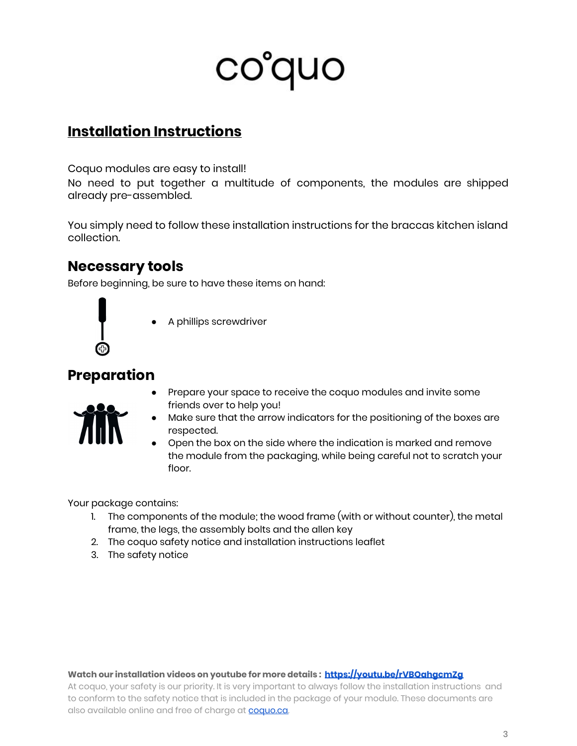# coquo

## Installation Instructions

Coquo modules are easy to install!
No need to put together a multitude of components, the modules are shipped already pre-assembled.

You simply need to follow these installation instructions for the braccas kitchen island collection.

## Necessary tools

Before beginning, be sure to have these items on hand:

- A phillips screwdriver

## Preparation

- Prepare your space to receive the coquo modules and invite some friends over to help you!
- Make sure that the arrow indicators for the positioning of the boxes are respected.
- Open the box on the side where the indication is marked and remove the module from the packaging, while being careful not to scratch your floor.

Your package contains:

1. The components of the module; the wood frame (with or without counter), the metal frame, the legs, the assembly bolts and the allen key
2. The coquo safety notice and installation instructions leaflet
3. The safety notice

**Watch our installation videos on youtube for more details : [https://youtu.be/rVBOahgcmZg](https://youtu.be/rVBOahgcmZg)**

At coquo, your safety is our priority. It is very important to always follow the installation instructions and to conform to the safety notice that is included in the package of your module. These documents are also available online and free of charge at [coquo.ca](coquo.ca).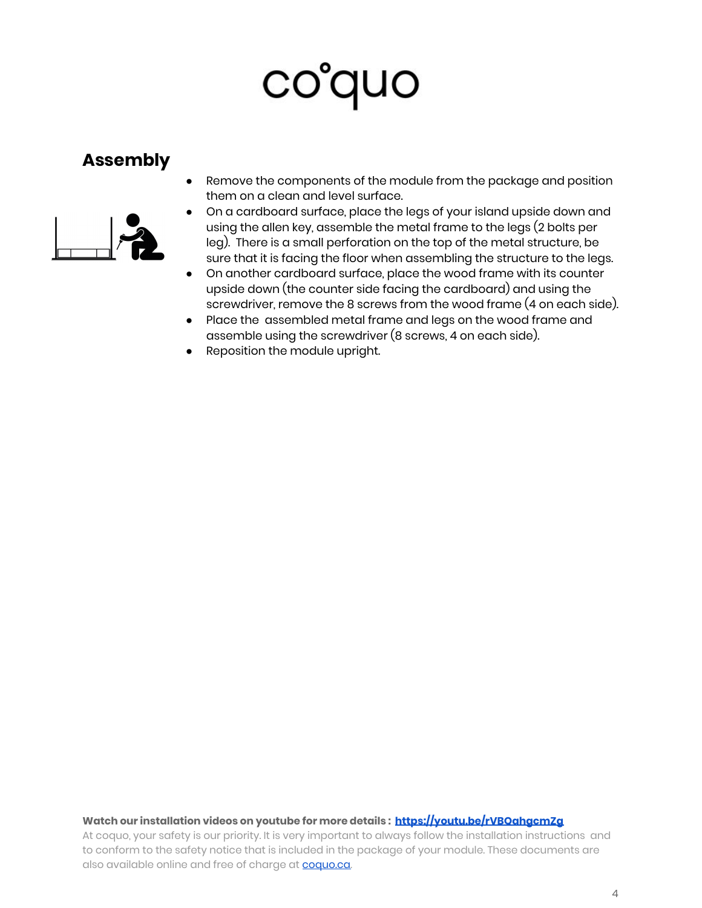# coquo

## Assembly

- Remove the components of the module from the package and position them on a clean and level surface.
- On a cardboard surface, place the legs of your island upside down and using the allen key, assemble the metal frame to the legs (2 bolts per leg). There is a small perforation on the top of the metal structure, be sure that it is facing the floor when assembling the structure to the legs.
- On another cardboard surface, place the wood frame with its counter upside down (the counter side facing the cardboard) and using the screwdriver, remove the 8 screws from the wood frame (4 on each side).
- Place the assembled metal frame and legs on the wood frame and assemble using the screwdriver (8 screws, 4 on each side).
- Reposition the module upright.

**Watch our installation videos on youtube for more details :** **[https://youtu.be/rVBOahgcmZg](https://youtu.be/rVBOahgcmZg)**

At coquo, your safety is our priority. It is very important to always follow the installation instructions and to conform to the safety notice that is included in the package of your module. These documents are also available online and free of charge at [coquo.ca](coquo.ca).